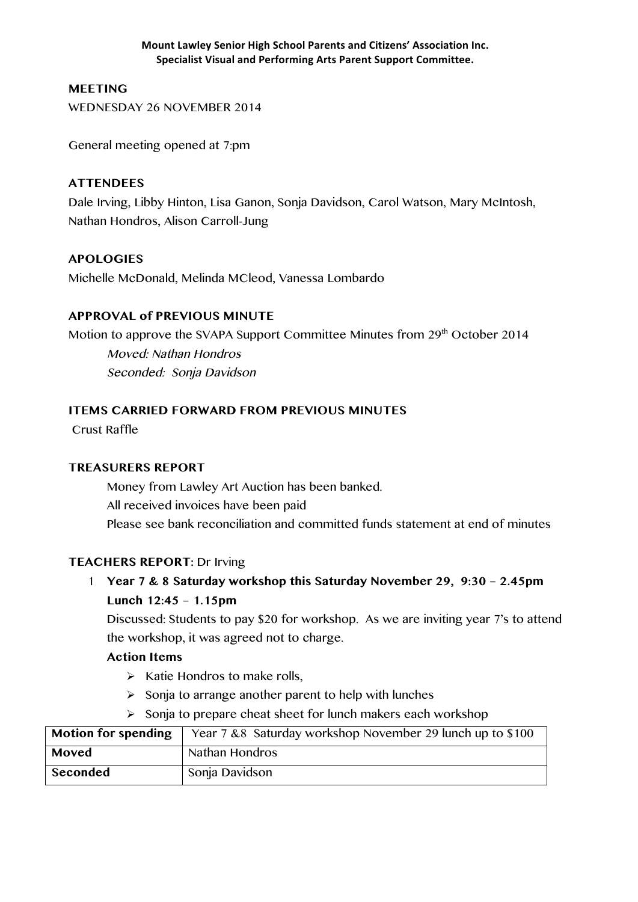**Mount Lawley Senior High School Parents and Citizens' Association Inc.**
**Specialist Visual and Performing Arts Parent Support Committee.**

**MEETING**

WEDNESDAY 26 NOVEMBER 2014

General meeting opened at 7:pm

**ATTENDEES**

Dale Irving, Libby Hinton, Lisa Ganon, Sonja Davidson, Carol Watson, Mary McIntosh, Nathan Hondros, Alison Carroll-Jung

**APOLOGIES**

Michelle McDonald, Melinda MCleod, Vanessa Lombardo

**APPROVAL of PREVIOUS MINUTE**

Motion to approve the SVAPA Support Committee Minutes from 29th October 2014

*Moved: Nathan Hondros*

*Seconded: Sonja Davidson*

**ITEMS CARRIED FORWARD FROM PREVIOUS MINUTES**

Crust Raffle

**TREASURERS REPORT**

Money from Lawley Art Auction has been banked.

All received invoices have been paid

Please see bank reconciliation and committed funds statement at end of minutes

**TEACHERS REPORT:** Dr Irving

1. **Year 7 & 8 Saturday workshop this Saturday November 29, 9:30 – 2.45pm Lunch 12:45 – 1.15pm**

   Discussed: Students to pay $20 for workshop. As we are inviting year 7's to attend the workshop, it was agreed not to charge.

   **Action Items**

   - Katie Hondros to make rolls,
   - Sonja to arrange another parent to help with lunches
   - Sonja to prepare cheat sheet for lunch makers each workshop

| | |
|---|---|
| **Motion for spending** | Year 7 &8 Saturday workshop November 29 lunch up to $100 |
| **Moved** | Nathan Hondros |
| **Seconded** | Sonja Davidson |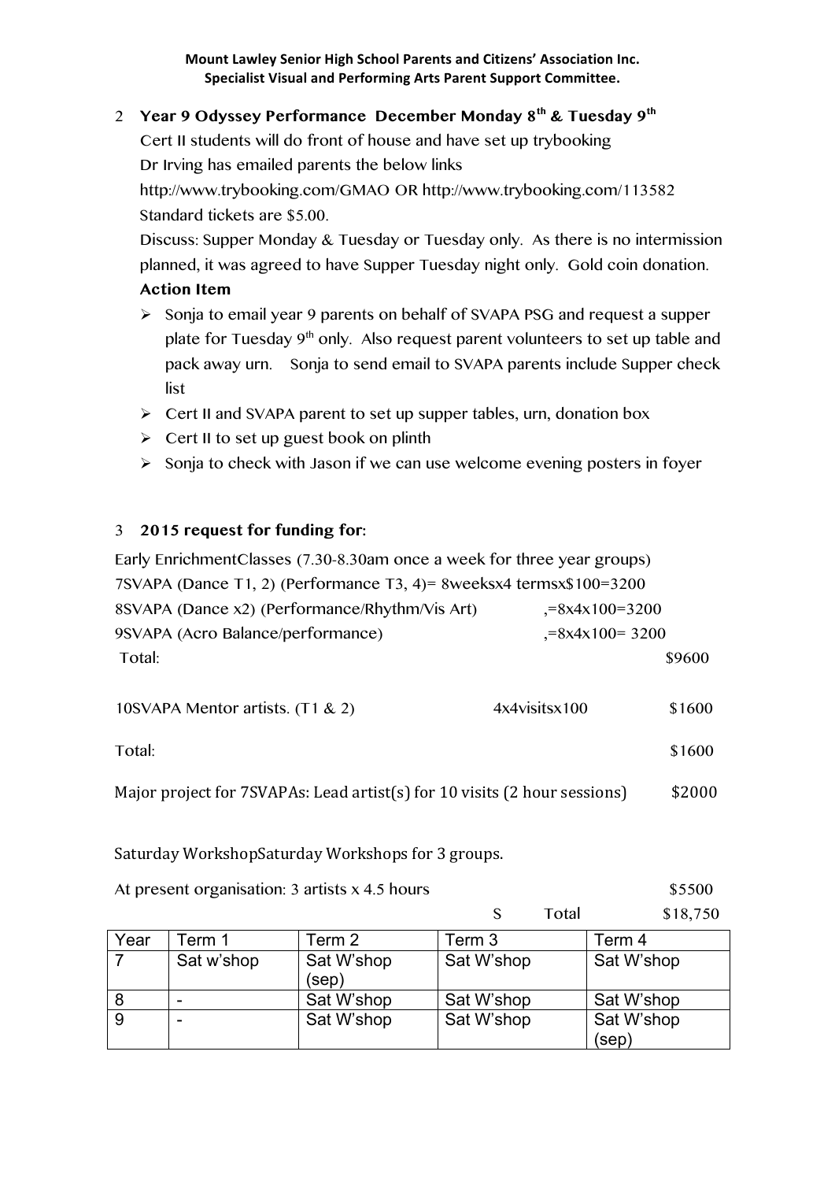Mount Lawley Senior High School Parents and Citizens' Association Inc.
Specialist Visual and Performing Arts Parent Support Committee.

2 **Year 9 Odyssey Performance December Monday 8th & Tuesday 9th**

Cert II students will do front of house and have set up trybooking

Dr Irving has emailed parents the below links

http://www.trybooking.com/GMAO OR http://www.trybooking.com/113582

Standard tickets are $5.00.

Discuss: Supper Monday & Tuesday or Tuesday only. As there is no intermission planned, it was agreed to have Supper Tuesday night only. Gold coin donation.

**Action Item**

- Sonja to email year 9 parents on behalf of SVAPA PSG and request a supper plate for Tuesday 9th only. Also request parent volunteers to set up table and pack away urn. Sonja to send email to SVAPA parents include Supper check list
- Cert II and SVAPA parent to set up supper tables, urn, donation box
- Cert II to set up guest book on plinth
- Sonja to check with Jason if we can use welcome evening posters in foyer

3 **2015 request for funding for:**

Early EnrichmentClasses (7.30-8.30am once a week for three year groups)

7SVAPA (Dance T1, 2) (Performance T3, 4)= 8weeksx4 termsx$100=3200

8SVAPA (Dance x2) (Performance/Rhythm/Vis Art) ,=8x4x100=3200

9SVAPA (Acro Balance/performance) ,=8x4x100= 3200

Total: $9600

10SVAPA Mentor artists. (T1 & 2) 4x4visitsx100 $1600

Total: $1600

Major project for 7SVAPAs: Lead artist(s) for 10 visits (2 hour sessions) $2000

Saturday WorkshopSaturday Workshops for 3 groups.

At present organisation: 3 artists x 4.5 hours $5500

S Total $18,750

| Year | Term 1 | Term 2 | Term 3 | Term 4 |
|---|---|---|---|---|
| 7 | Sat w'shop | Sat W'shop (sep) | Sat W'shop | Sat W'shop |
| 8 | - | Sat W'shop | Sat W'shop | Sat W'shop |
| 9 | - | Sat W'shop | Sat W'shop | Sat W'shop (sep) |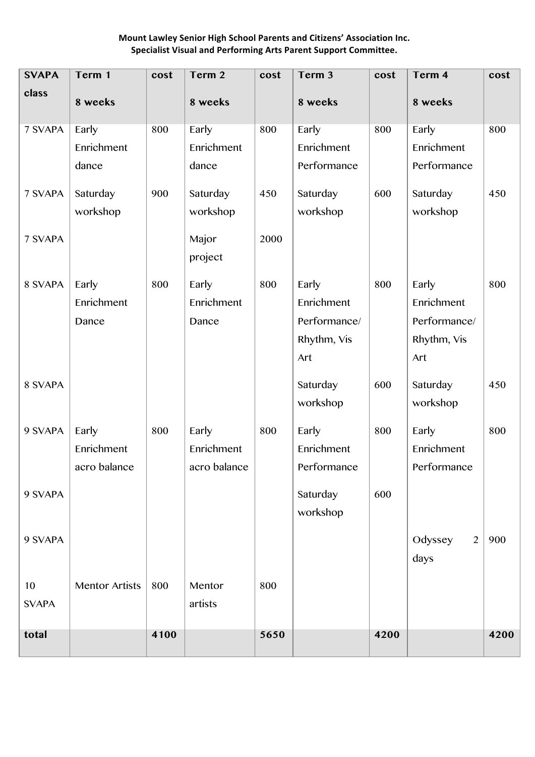**Mount Lawley Senior High School Parents and Citizens' Association Inc.**
**Specialist Visual and Performing Arts Parent Support Committee.**

| SVAPA class | Term 1 8 weeks | cost | Term 2 8 weeks | cost | Term 3 8 weeks | cost | Term 4 8 weeks | cost |
|---|---|---|---|---|---|---|---|---|
| 7 SVAPA | Early Enrichment dance | 800 | Early Enrichment dance | 800 | Early Enrichment Performance | 800 | Early Enrichment Performance | 800 |
| 7 SVAPA | Saturday workshop | 900 | Saturday workshop | 450 | Saturday workshop | 600 | Saturday workshop | 450 |
| 7 SVAPA | | | Major project | 2000 | | | | |
| 8 SVAPA | Early Enrichment Dance | 800 | Early Enrichment Dance | 800 | Early Enrichment Performance/ Rhythm, Vis Art | 800 | Early Enrichment Performance/ Rhythm, Vis Art | 800 |
| 8 SVAPA | | | | | Saturday workshop | 600 | Saturday workshop | 450 |
| 9 SVAPA | Early Enrichment acro balance | 800 | Early Enrichment acro balance | 800 | Early Enrichment Performance | 800 | Early Enrichment Performance | 800 |
| 9 SVAPA | | | | | Saturday workshop | 600 | | |
| 9 SVAPA | | | | | | | Odyssey 2 days | 900 |
| 10 SVAPA | Mentor Artists | 800 | Mentor artists | 800 | | | | |
| **total** | | **4100** | | **5650** | | **4200** | | **4200** |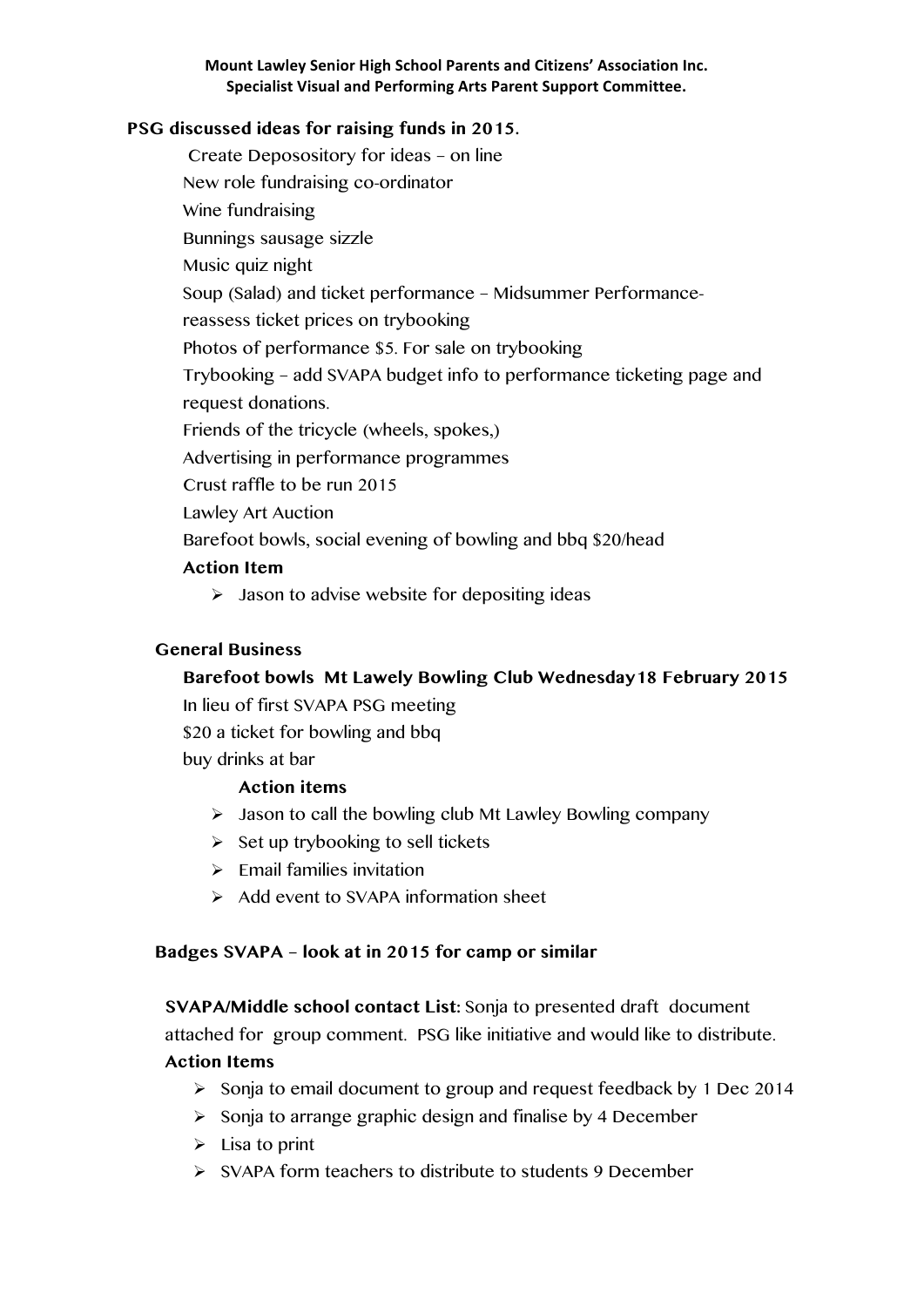**PSG discussed ideas for raising funds in 2015.**

Create Deposository for ideas – on line
New role fundraising co-ordinator
Wine fundraising
Bunnings sausage sizzle
Music quiz night
Soup (Salad) and ticket performance – Midsummer Performance-
reassess ticket prices on trybooking
Photos of performance $5. For sale on trybooking
Trybooking – add SVAPA budget info to performance ticketing page and request donations.
Friends of the tricycle (wheels, spokes,)
Advertising in performance programmes
Crust raffle to be run 2015
Lawley Art Auction
Barefoot bowls, social evening of bowling and bbq $20/head

**Action Item**

- Jason to advise website for depositing ideas

**General Business**

**Barefoot bowls Mt Lawely Bowling Club Wednesday18 February 2015**

In lieu of first SVAPA PSG meeting
$20 a ticket for bowling and bbq
buy drinks at bar

**Action items**

- Jason to call the bowling club Mt Lawley Bowling company
- Set up trybooking to sell tickets
- Email families invitation
- Add event to SVAPA information sheet

**Badges SVAPA – look at in 2015 for camp or similar**

**SVAPA/Middle school contact List:** Sonja to presented draft document attached for group comment. PSG like initiative and would like to distribute.

**Action Items**

- Sonja to email document to group and request feedback by 1 Dec 2014
- Sonja to arrange graphic design and finalise by 4 December
- Lisa to print
- SVAPA form teachers to distribute to students 9 December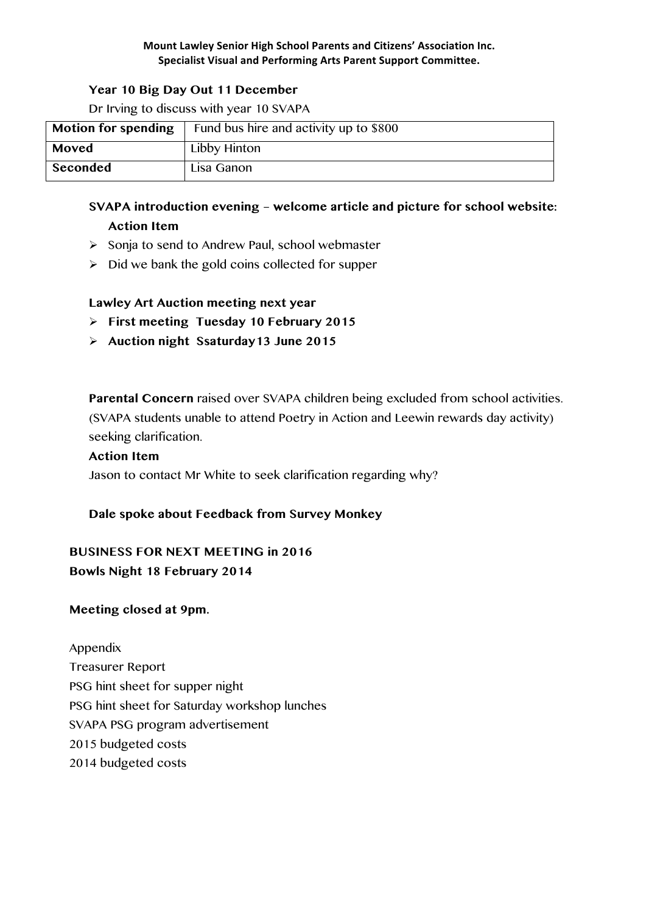**Year 10 Big Day Out 11 December**

Dr Irving to discuss with year 10 SVAPA

| | |
|---|---|
| **Motion for spending** | Fund bus hire and activity up to $800 |
| **Moved** | Libby Hinton |
| **Seconded** | Lisa Ganon |

**SVAPA introduction evening – welcome article and picture for school website:**
**Action Item**

- Sonja to send to Andrew Paul, school webmaster
- Did we bank the gold coins collected for supper

**Lawley Art Auction meeting next year**

- **First meeting Tuesday 10 February 2015**
- **Auction night Ssaturday13 June 2015**

**Parental Concern** raised over SVAPA children being excluded from school activities. (SVAPA students unable to attend Poetry in Action and Leewin rewards day activity) seeking clarification.

**Action Item**

Jason to contact Mr White to seek clarification regarding why?

**Dale spoke about Feedback from Survey Monkey**

**BUSINESS FOR NEXT MEETING in 2016**
**Bowls Night 18 February 2014**

**Meeting closed at 9pm.**

Appendix
Treasurer Report
PSG hint sheet for supper night
PSG hint sheet for Saturday workshop lunches
SVAPA PSG program advertisement
2015 budgeted costs
2014 budgeted costs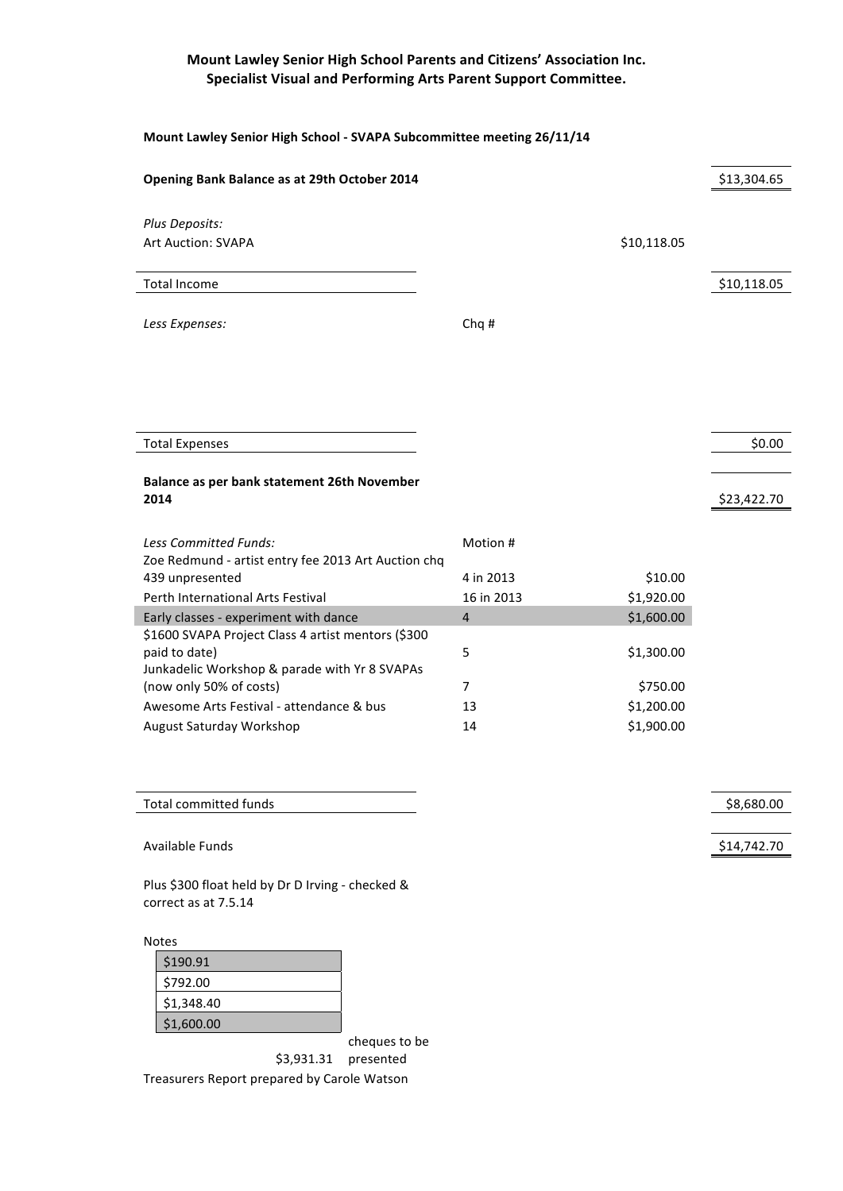**Mount Lawley Senior High School Parents and Citizens' Association Inc.**
**Specialist Visual and Performing Arts Parent Support Committee.**

**Mount Lawley Senior High School - SVAPA Subcommittee meeting 26/11/14**

| | | | |
|---|---|---|---|
| **Opening Bank Balance as at 29th October 2014** | | | $13,304.65 |
| *Plus Deposits:* | | | |
| Art Auction: SVAPA | | $10,118.05 | |
| Total Income | | | $10,118.05 |
| *Less Expenses:* | Chq # | | |
| Total Expenses | | | $0.00 |
| **Balance as per bank statement 26th November 2014** | | | $23,422.70 |
| *Less Committed Funds:* | Motion # | | |
| Zoe Redmund - artist entry fee 2013 Art Auction chq 439 unpresented | 4 in 2013 | $10.00 | |
| Perth International Arts Festival | 16 in 2013 | $1,920.00 | |
| Early classes - experiment with dance | 4 | $1,600.00 | |
| $1600 SVAPA Project Class 4 artist mentors ($300 paid to date) | 5 | $1,300.00 | |
| Junkadelic Workshop & parade with Yr 8 SVAPAs (now only 50% of costs) | 7 | $750.00 | |
| Awesome Arts Festival - attendance & bus | 13 | $1,200.00 | |
| August Saturday Workshop | 14 | $1,900.00 | |
| Total committed funds | | | $8,680.00 |
| Available Funds | | | $14,742.70 |

Plus $300 float held by Dr D Irving - checked & correct as at 7.5.14

Notes

| |
|---|
| $190.91 |
| $792.00 |
| $1,348.40 |
| $1,600.00 |

$3,931.31 cheques to be presented

Treasurers Report prepared by Carole Watson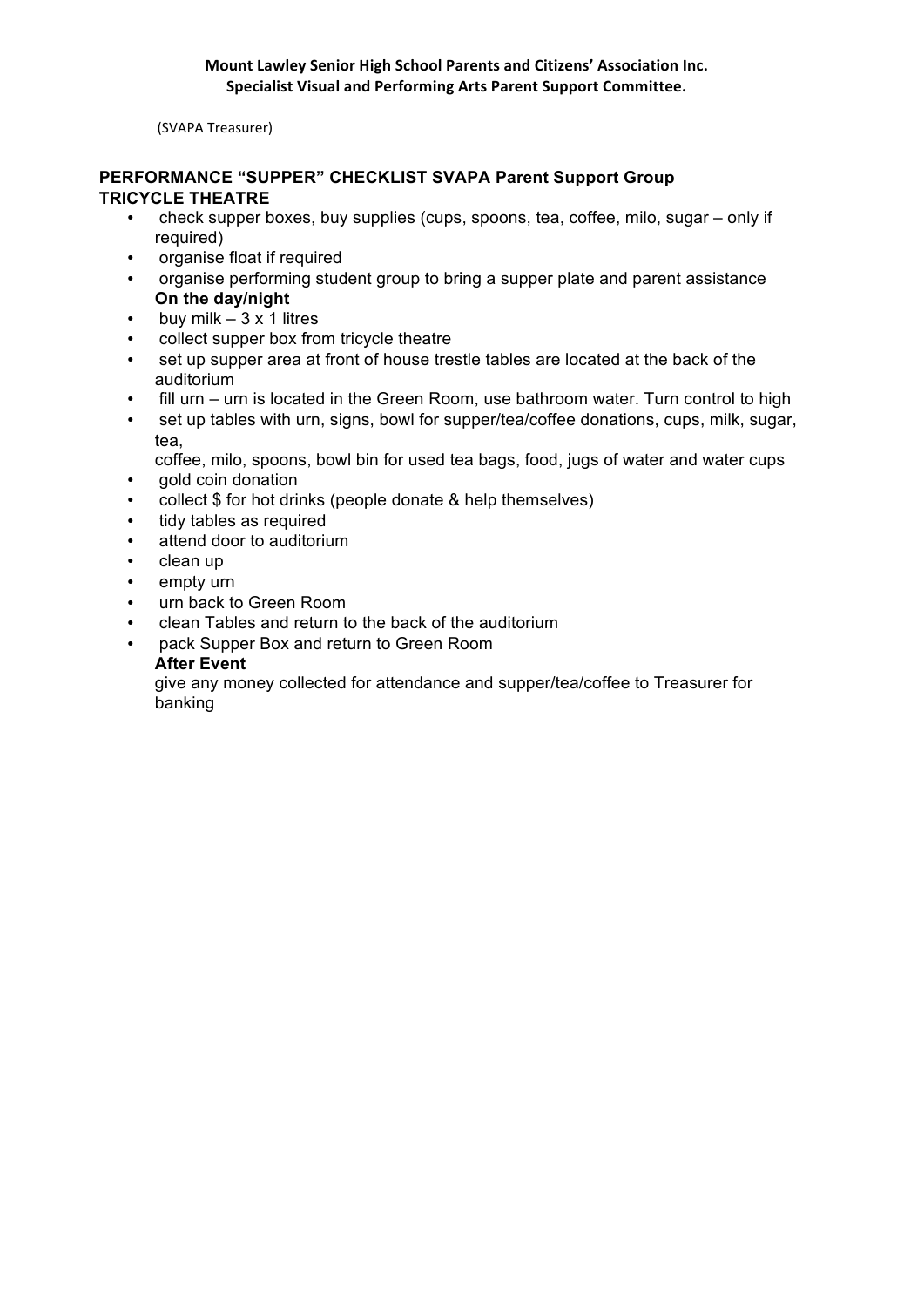**Mount Lawley Senior High School Parents and Citizens' Association Inc.**
**Specialist Visual and Performing Arts Parent Support Committee.**

(SVAPA Treasurer)

**PERFORMANCE "SUPPER" CHECKLIST SVAPA Parent Support Group**
**TRICYCLE THEATRE**

- check supper boxes, buy supplies (cups, spoons, tea, coffee, milo, sugar – only if required)
- organise float if required
- organise performing student group to bring a supper plate and parent assistance

**On the day/night**

- buy milk – 3 x 1 litres
- collect supper box from tricycle theatre
- set up supper area at front of house trestle tables are located at the back of the auditorium
- fill urn – urn is located in the Green Room, use bathroom water. Turn control to high
- set up tables with urn, signs, bowl for supper/tea/coffee donations, cups, milk, sugar, tea,
  coffee, milo, spoons, bowl bin for used tea bags, food, jugs of water and water cups
- gold coin donation
- collect $ for hot drinks (people donate & help themselves)
- tidy tables as required
- attend door to auditorium
- clean up
- empty urn
- urn back to Green Room
- clean Tables and return to the back of the auditorium
- pack Supper Box and return to Green Room

**After Event**

give any money collected for attendance and supper/tea/coffee to Treasurer for banking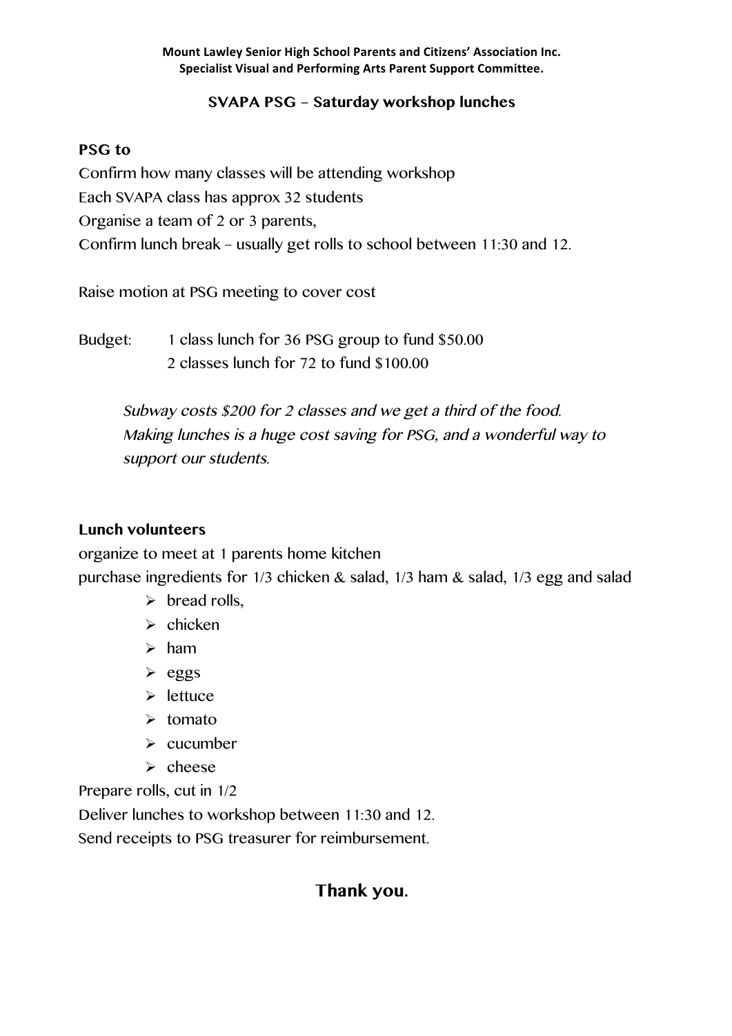**Mount Lawley Senior High School Parents and Citizens' Association Inc.**
**Specialist Visual and Performing Arts Parent Support Committee.**

## SVAPA PSG – Saturday workshop lunches

**PSG to**

Confirm how many classes will be attending workshop
Each SVAPA class has approx 32 students
Organise a team of 2 or 3 parents,
Confirm lunch break – usually get rolls to school between 11:30 and 12.

Raise motion at PSG meeting to cover cost

Budget: 1 class lunch for 36 PSG group to fund $50.00
2 classes lunch for 72 to fund $100.00

*Subway costs $200 for 2 classes and we get a third of the food.*
*Making lunches is a huge cost saving for PSG, and a wonderful way to support our students.*

**Lunch volunteers**

organize to meet at 1 parents home kitchen
purchase ingredients for 1/3 chicken & salad, 1/3 ham & salad, 1/3 egg and salad

- bread rolls,
- chicken
- ham
- eggs
- lettuce
- tomato
- cucumber
- cheese

Prepare rolls, cut in 1/2
Deliver lunches to workshop between 11:30 and 12.
Send receipts to PSG treasurer for reimbursement.

**Thank you.**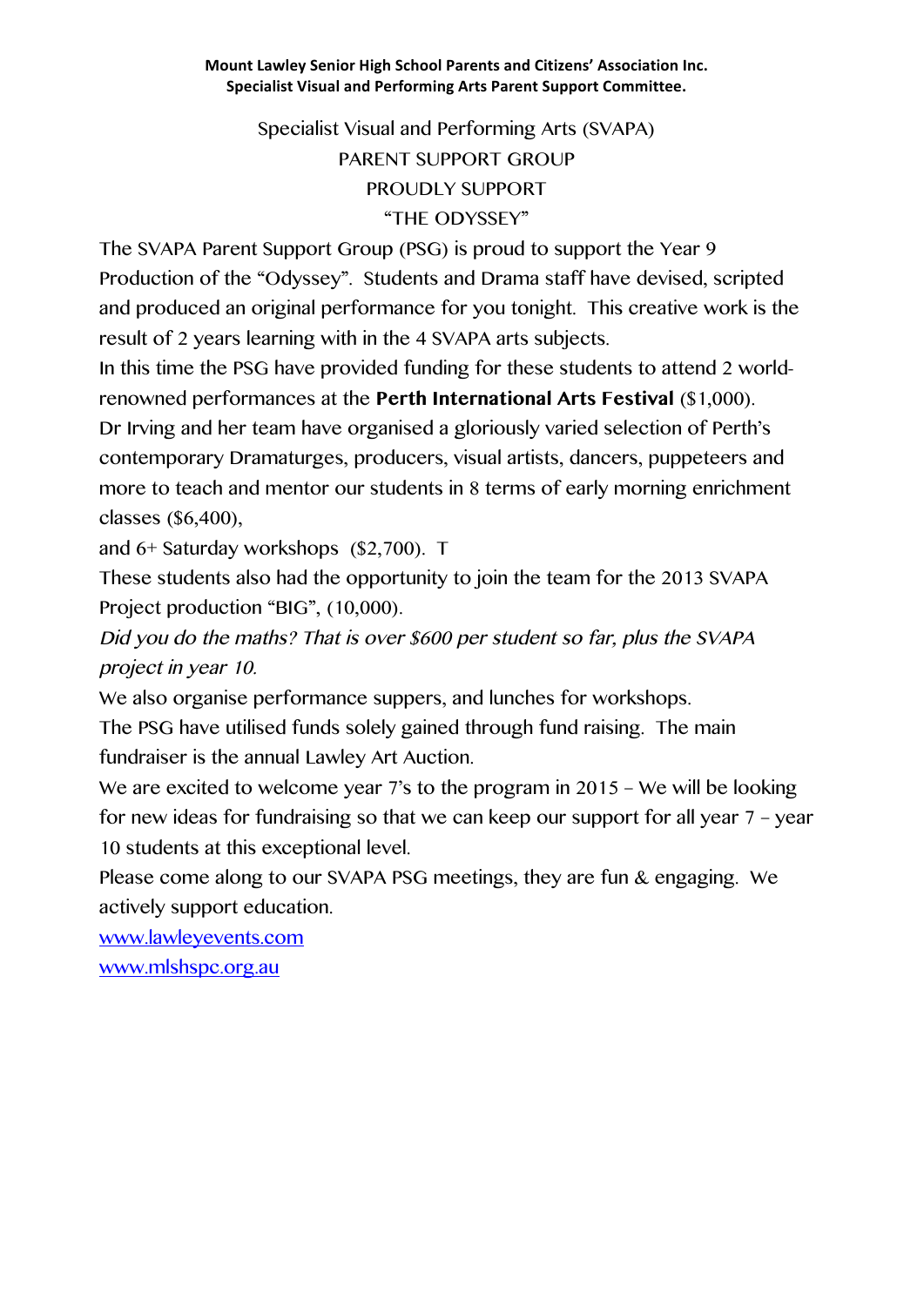**Mount Lawley Senior High School Parents and Citizens' Association Inc.**
**Specialist Visual and Performing Arts Parent Support Committee.**

# Specialist Visual and Performing Arts (SVAPA) PARENT SUPPORT GROUP PROUDLY SUPPORT "THE ODYSSEY"

The SVAPA Parent Support Group (PSG) is proud to support the Year 9 Production of the "Odyssey". Students and Drama staff have devised, scripted and produced an original performance for you tonight. This creative work is the result of 2 years learning with in the 4 SVAPA arts subjects.

In this time the PSG have provided funding for these students to attend 2 world-renowned performances at the **Perth International Arts Festival** ($1,000).

Dr Irving and her team have organised a gloriously varied selection of Perth's contemporary Dramaturges, producers, visual artists, dancers, puppeteers and more to teach and mentor our students in 8 terms of early morning enrichment classes ($6,400),

and 6+ Saturday workshops ($2,700). T

These students also had the opportunity to join the team for the 2013 SVAPA Project production "BIG", (10,000).

*Did you do the maths? That is over $600 per student so far, plus the SVAPA project in year 10.*

We also organise performance suppers, and lunches for workshops.

The PSG have utilised funds solely gained through fund raising. The main fundraiser is the annual Lawley Art Auction.

We are excited to welcome year 7's to the program in 2015 – We will be looking for new ideas for fundraising so that we can keep our support for all year 7 – year 10 students at this exceptional level.

Please come along to our SVAPA PSG meetings, they are fun & engaging. We actively support education.

www.lawleyevents.com

www.mlshspc.org.au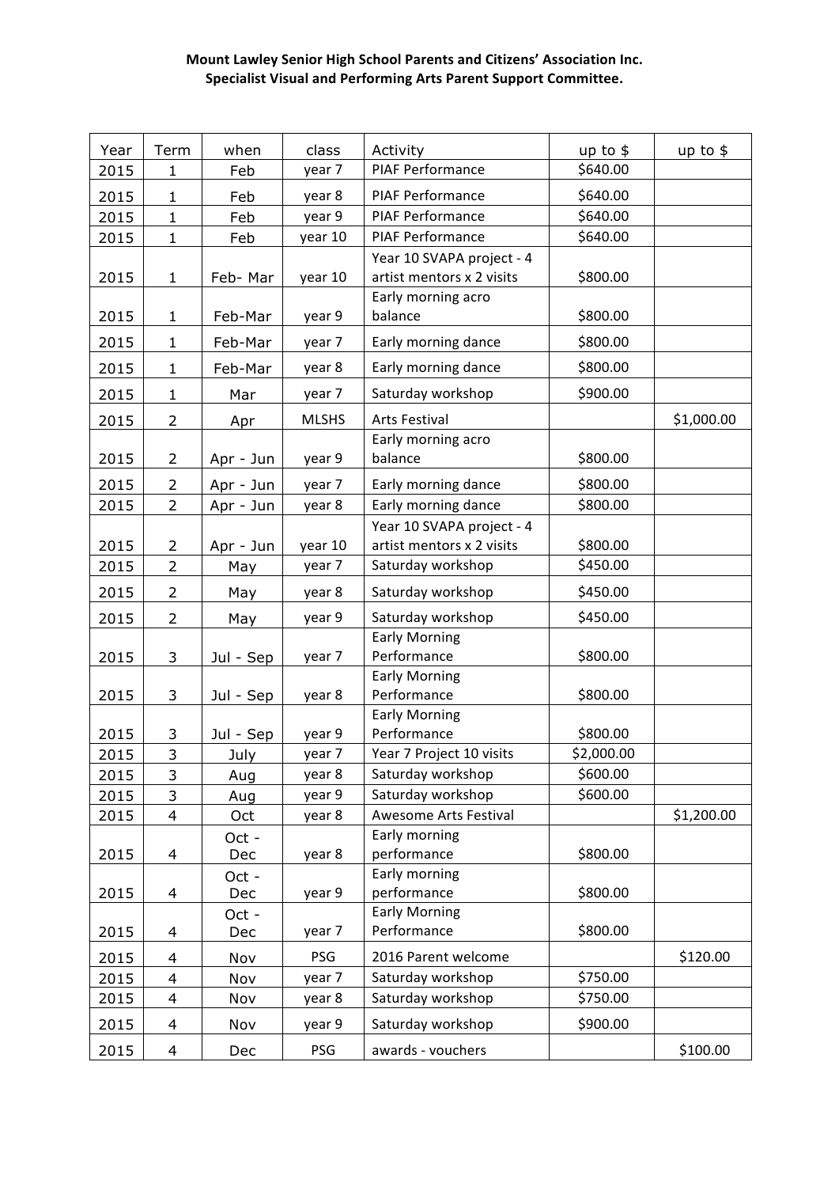**Mount Lawley Senior High School Parents and Citizens' Association Inc.**
**Specialist Visual and Performing Arts Parent Support Committee.**

| Year | Term | when | class | Activity | up to $ | up to $ |
|---|---|---|---|---|---|---|
| 2015 | 1 | Feb | year 7 | PIAF Performance | $640.00 | |
| 2015 | 1 | Feb | year 8 | PIAF Performance | $640.00 | |
| 2015 | 1 | Feb | year 9 | PIAF Performance | $640.00 | |
| 2015 | 1 | Feb | year 10 | PIAF Performance | $640.00 | |
| 2015 | 1 | Feb- Mar | year 10 | Year 10 SVAPA project - 4 artist mentors x 2 visits | $800.00 | |
| 2015 | 1 | Feb-Mar | year 9 | Early morning acro balance | $800.00 | |
| 2015 | 1 | Feb-Mar | year 7 | Early morning dance | $800.00 | |
| 2015 | 1 | Feb-Mar | year 8 | Early morning dance | $800.00 | |
| 2015 | 1 | Mar | year 7 | Saturday workshop | $900.00 | |
| 2015 | 2 | Apr | MLSHS | Arts Festival | | $1,000.00 |
| 2015 | 2 | Apr - Jun | year 9 | Early morning acro balance | $800.00 | |
| 2015 | 2 | Apr - Jun | year 7 | Early morning dance | $800.00 | |
| 2015 | 2 | Apr - Jun | year 8 | Early morning dance | $800.00 | |
| 2015 | 2 | Apr - Jun | year 10 | Year 10 SVAPA project - 4 artist mentors x 2 visits | $800.00 | |
| 2015 | 2 | May | year 7 | Saturday workshop | $450.00 | |
| 2015 | 2 | May | year 8 | Saturday workshop | $450.00 | |
| 2015 | 2 | May | year 9 | Saturday workshop | $450.00 | |
| 2015 | 3 | Jul - Sep | year 7 | Early Morning Performance | $800.00 | |
| 2015 | 3 | Jul - Sep | year 8 | Early Morning Performance | $800.00 | |
| 2015 | 3 | Jul - Sep | year 9 | Early Morning Performance | $800.00 | |
| 2015 | 3 | July | year 7 | Year 7 Project 10 visits | $2,000.00 | |
| 2015 | 3 | Aug | year 8 | Saturday workshop | $600.00 | |
| 2015 | 3 | Aug | year 9 | Saturday workshop | $600.00 | |
| 2015 | 4 | Oct | year 8 | Awesome Arts Festival | | $1,200.00 |
| 2015 | 4 | Oct - Dec | year 8 | Early morning performance | $800.00 | |
| 2015 | 4 | Oct - Dec | year 9 | Early morning performance | $800.00 | |
| 2015 | 4 | Oct - Dec | year 7 | Early Morning Performance | $800.00 | |
| 2015 | 4 | Nov | PSG | 2016 Parent welcome | | $120.00 |
| 2015 | 4 | Nov | year 7 | Saturday workshop | $750.00 | |
| 2015 | 4 | Nov | year 8 | Saturday workshop | $750.00 | |
| 2015 | 4 | Nov | year 9 | Saturday workshop | $900.00 | |
| 2015 | 4 | Dec | PSG | awards - vouchers | | $100.00 |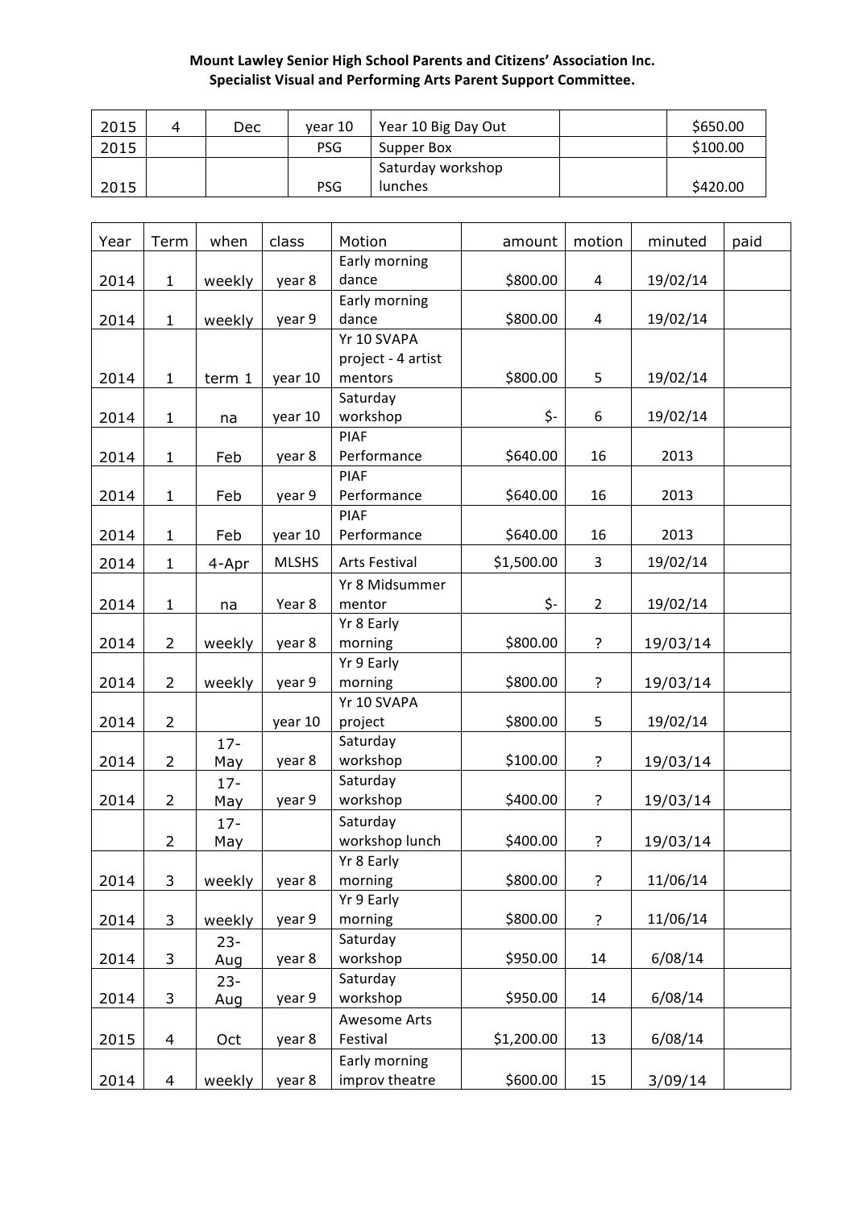**Mount Lawley Senior High School Parents and Citizens' Association Inc.**
**Specialist Visual and Performing Arts Parent Support Committee.**

| | | | | | | |
|---|---|---|---|---|---|---|
| 2015 | 4 | Dec | year 10 | Year 10 Big Day Out | | $650.00 |
| 2015 | | | PSG | Supper Box | | $100.00 |
| 2015 | | | PSG | Saturday workshop lunches | | $420.00 |

| Year | Term | when | class | Motion | amount | motion | minuted | paid |
|---|---|---|---|---|---|---|---|---|
| 2014 | 1 | weekly | year 8 | Early morning dance | $800.00 | 4 | 19/02/14 | |
| 2014 | 1 | weekly | year 9 | Early morning dance | $800.00 | 4 | 19/02/14 | |
| 2014 | 1 | term 1 | year 10 | Yr 10 SVAPA project - 4 artist mentors | $800.00 | 5 | 19/02/14 | |
| 2014 | 1 | na | year 10 | Saturday workshop | $- | 6 | 19/02/14 | |
| 2014 | 1 | Feb | year 8 | PIAF Performance | $640.00 | 16 | 2013 | |
| 2014 | 1 | Feb | year 9 | PIAF Performance | $640.00 | 16 | 2013 | |
| 2014 | 1 | Feb | year 10 | PIAF Performance | $640.00 | 16 | 2013 | |
| 2014 | 1 | 4-Apr | MLSHS | Arts Festival | $1,500.00 | 3 | 19/02/14 | |
| 2014 | 1 | na | Year 8 | Yr 8 Midsummer mentor | $- | 2 | 19/02/14 | |
| 2014 | 2 | weekly | year 8 | Yr 8 Early morning | $800.00 | ? | 19/03/14 | |
| 2014 | 2 | weekly | year 9 | Yr 9 Early morning | $800.00 | ? | 19/03/14 | |
| 2014 | 2 | | year 10 | Yr 10 SVAPA project | $800.00 | 5 | 19/02/14 | |
| 2014 | 2 | 17-May | year 8 | Saturday workshop | $100.00 | ? | 19/03/14 | |
| 2014 | 2 | 17-May | year 9 | Saturday workshop | $400.00 | ? | 19/03/14 | |
| | 2 | 17-May | | Saturday workshop lunch | $400.00 | ? | 19/03/14 | |
| 2014 | 3 | weekly | year 8 | Yr 8 Early morning | $800.00 | ? | 11/06/14 | |
| 2014 | 3 | weekly | year 9 | Yr 9 Early morning | $800.00 | ? | 11/06/14 | |
| 2014 | 3 | 23-Aug | year 8 | Saturday workshop | $950.00 | 14 | 6/08/14 | |
| 2014 | 3 | 23-Aug | year 9 | Saturday workshop | $950.00 | 14 | 6/08/14 | |
| 2015 | 4 | Oct | year 8 | Awesome Arts Festival | $1,200.00 | 13 | 6/08/14 | |
| 2014 | 4 | weekly | year 8 | Early morning improv theatre | $600.00 | 15 | 3/09/14 | |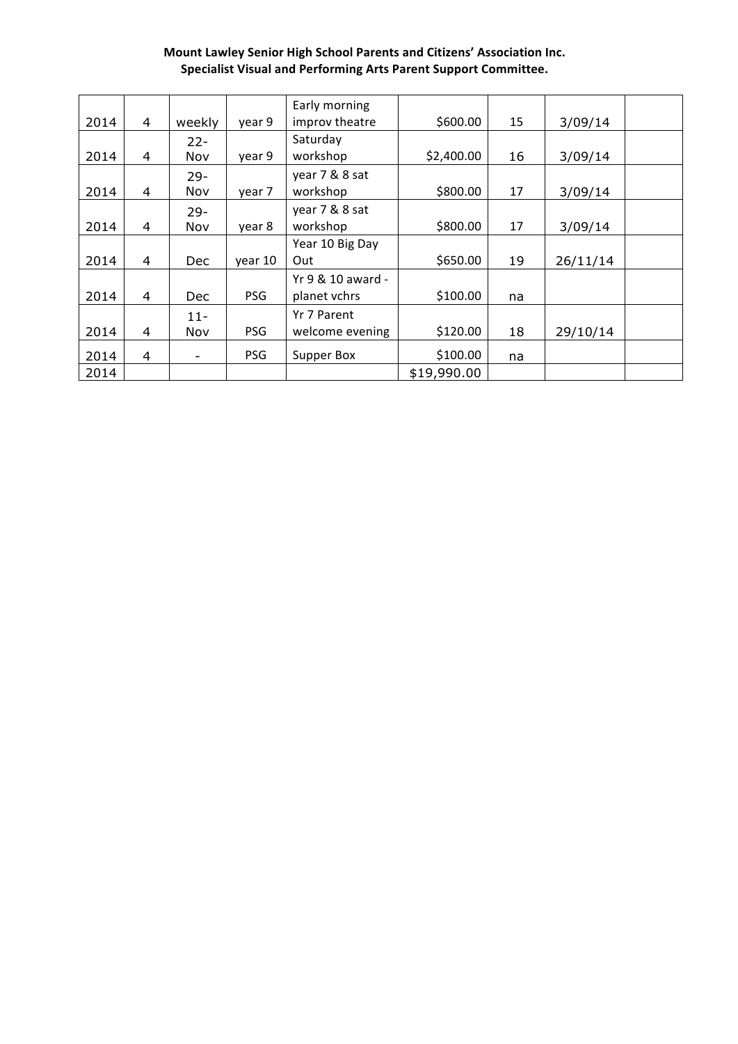**Mount Lawley Senior High School Parents and Citizens' Association Inc.**
**Specialist Visual and Performing Arts Parent Support Committee.**

| | | | | | | | | |
|---|---|---|---|---|---|---|---|---|
| 2014 | 4 | weekly | year 9 | Early morning improv theatre | $600.00 | 15 | 3/09/14 | |
| 2014 | 4 | 22-Nov | year 9 | Saturday workshop | $2,400.00 | 16 | 3/09/14 | |
| 2014 | 4 | 29-Nov | year 7 | year 7 & 8 sat workshop | $800.00 | 17 | 3/09/14 | |
| 2014 | 4 | 29-Nov | year 8 | year 7 & 8 sat workshop | $800.00 | 17 | 3/09/14 | |
| 2014 | 4 | Dec | year 10 | Year 10 Big Day Out | $650.00 | 19 | 26/11/14 | |
| 2014 | 4 | Dec | PSG | Yr 9 & 10 award - planet vchrs | $100.00 | na | | |
| 2014 | 4 | 11-Nov | PSG | Yr 7 Parent welcome evening | $120.00 | 18 | 29/10/14 | |
| 2014 | 4 | - | PSG | Supper Box | $100.00 | na | | |
| 2014 | | | | | $19,990.00 | | | |